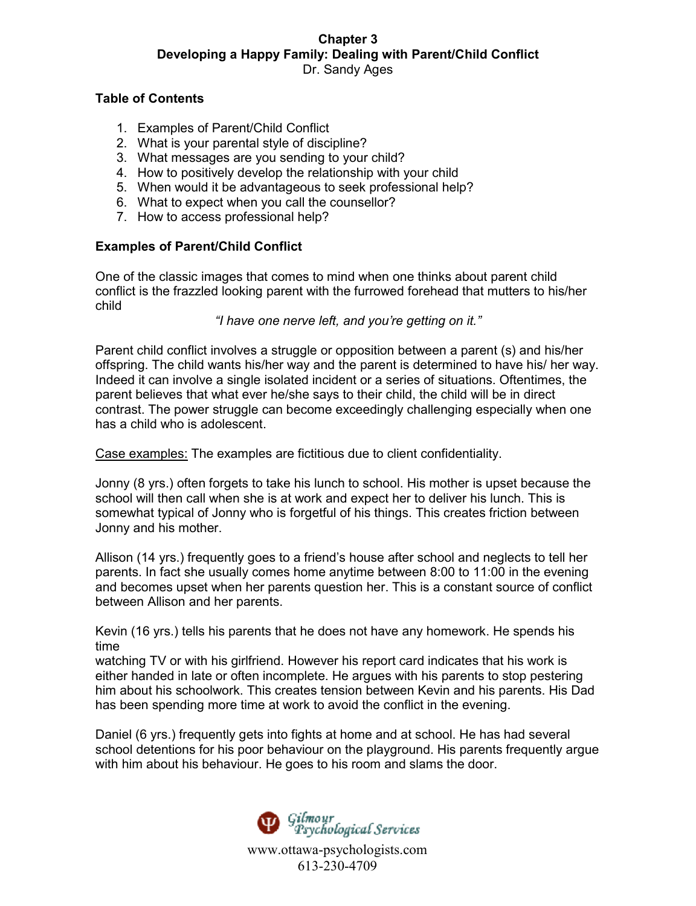# Chapter 3
## Developing a Happy Family: Dealing with Parent/Child Conflict

Dr. Sandy Ages

**Table of Contents**

1. Examples of Parent/Child Conflict
2. What is your parental style of discipline?
3. What messages are you sending to your child?
4. How to positively develop the relationship with your child
5. When would it be advantageous to seek professional help?
6. What to expect when you call the counsellor?
7. How to access professional help?

### Examples of Parent/Child Conflict

One of the classic images that comes to mind when one thinks about parent child conflict is the frazzled looking parent with the furrowed forehead that mutters to his/her child

*"I have one nerve left, and you're getting on it."*

Parent child conflict involves a struggle or opposition between a parent (s) and his/her offspring. The child wants his/her way and the parent is determined to have his/ her way. Indeed it can involve a single isolated incident or a series of situations. Oftentimes, the parent believes that what ever he/she says to their child, the child will be in direct contrast. The power struggle can become exceedingly challenging especially when one has a child who is adolescent.

Case examples: The examples are fictitious due to client confidentiality.

Jonny (8 yrs.) often forgets to take his lunch to school. His mother is upset because the school will then call when she is at work and expect her to deliver his lunch. This is somewhat typical of Jonny who is forgetful of his things. This creates friction between Jonny and his mother.

Allison (14 yrs.) frequently goes to a friend's house after school and neglects to tell her parents. In fact she usually comes home anytime between 8:00 to 11:00 in the evening and becomes upset when her parents question her. This is a constant source of conflict between Allison and her parents.

Kevin (16 yrs.) tells his parents that he does not have any homework. He spends his time watching TV or with his girlfriend. However his report card indicates that his work is either handed in late or often incomplete. He argues with his parents to stop pestering him about his schoolwork. This creates tension between Kevin and his parents. His Dad has been spending more time at work to avoid the conflict in the evening.

Daniel (6 yrs.) frequently gets into fights at home and at school. He has had several school detentions for his poor behaviour on the playground. His parents frequently argue with him about his behaviour. He goes to his room and slams the door.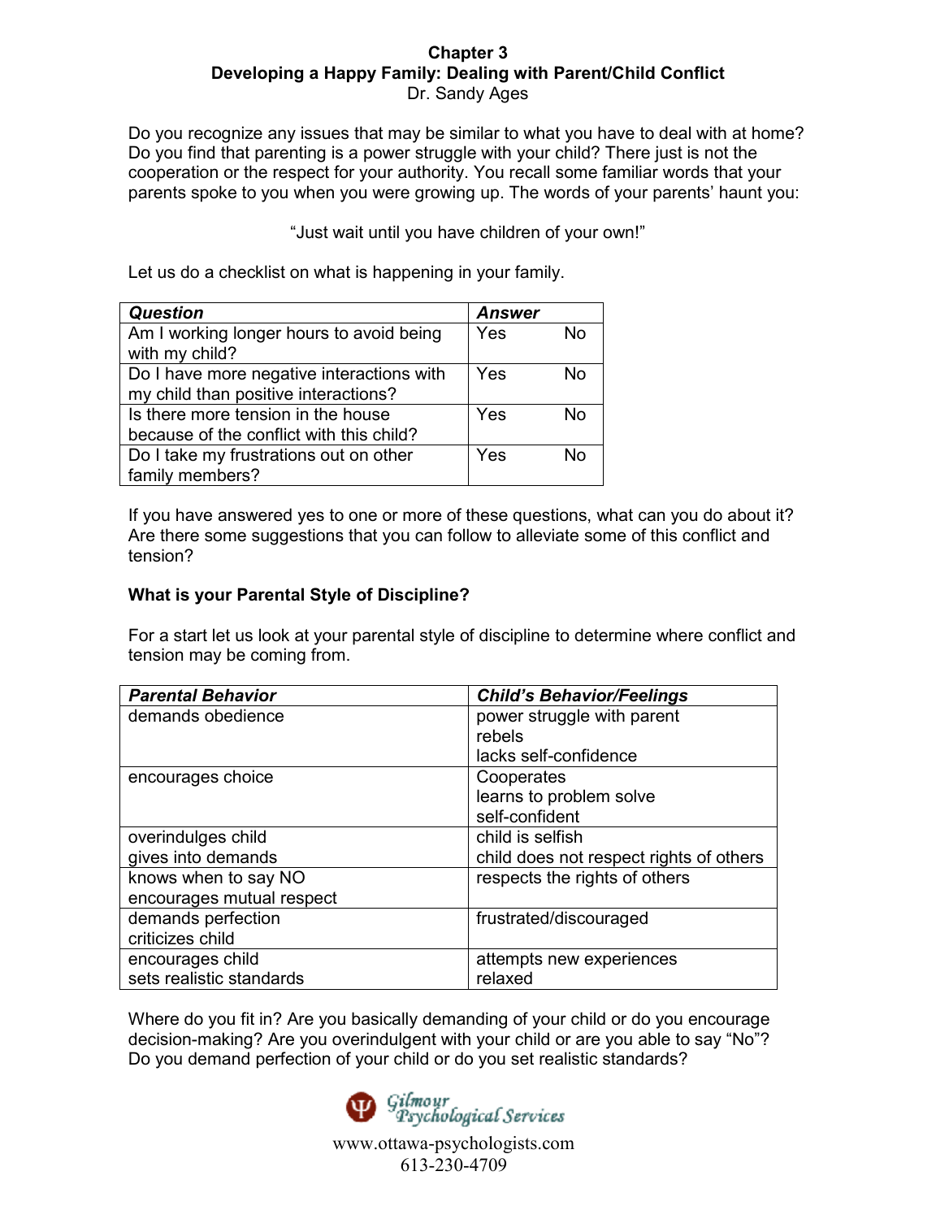## Chapter 3
## Developing a Happy Family: Dealing with Parent/Child Conflict
Dr. Sandy Ages

Do you recognize any issues that may be similar to what you have to deal with at home? Do you find that parenting is a power struggle with your child? There just is not the cooperation or the respect for your authority. You recall some familiar words that your parents spoke to you when you were growing up. The words of your parents' haunt you:

"Just wait until you have children of your own!"

Let us do a checklist on what is happening in your family.

| ***Question*** | ***Answer*** | |
|---|---|---|
| Am I working longer hours to avoid being with my child? | Yes | No |
| Do I have more negative interactions with my child than positive interactions? | Yes | No |
| Is there more tension in the house because of the conflict with this child? | Yes | No |
| Do I take my frustrations out on other family members? | Yes | No |

If you have answered yes to one or more of these questions, what can you do about it? Are there some suggestions that you can follow to alleviate some of this conflict and tension?

### What is your Parental Style of Discipline?

For a start let us look at your parental style of discipline to determine where conflict and tension may be coming from.

| ***Parental Behavior*** | ***Child's Behavior/Feelings*** |
|---|---|
| demands obedience | power struggle with parent<br>rebels<br>lacks self-confidence |
| encourages choice | Cooperates<br>learns to problem solve<br>self-confident |
| overindulges child<br>gives into demands | child is selfish<br>child does not respect rights of others |
| knows when to say NO<br>encourages mutual respect | respects the rights of others |
| demands perfection<br>criticizes child | frustrated/discouraged |
| encourages child<br>sets realistic standards | attempts new experiences<br>relaxed |

Where do you fit in? Are you basically demanding of your child or do you encourage decision-making? Are you overindulgent with your child or are you able to say "No"? Do you demand perfection of your child or do you set realistic standards?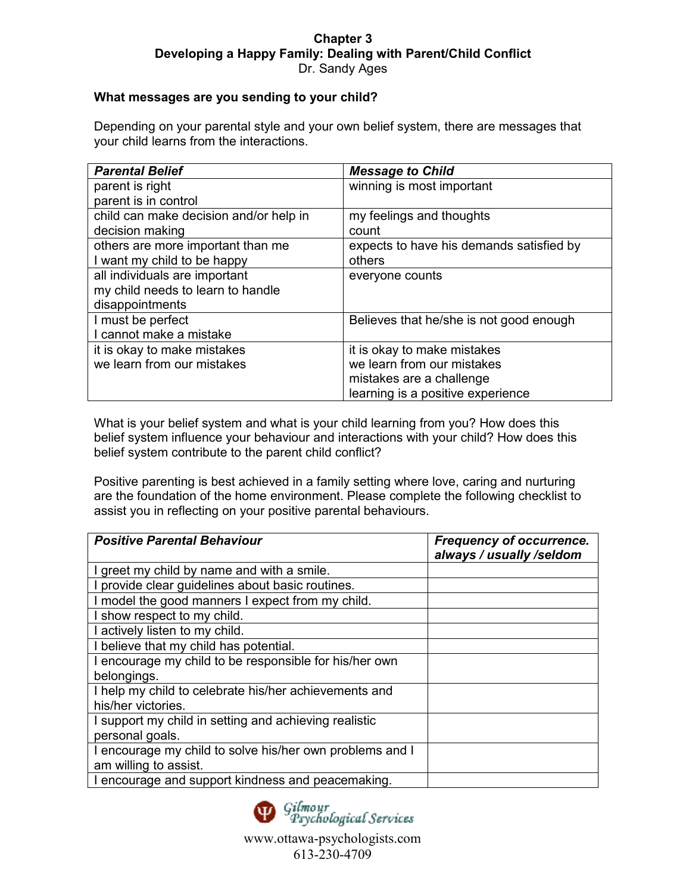# Chapter 3
## Developing a Happy Family: Dealing with Parent/Child Conflict
Dr. Sandy Ages

### What messages are you sending to your child?

Depending on your parental style and your own belief system, there are messages that your child learns from the interactions.

| ***Parental Belief*** | ***Message to Child*** |
|---|---|
| parent is right<br>parent is in control | winning is most important |
| child can make decision and/or help in decision making | my feelings and thoughts count |
| others are more important than me<br>I want my child to be happy | expects to have his demands satisfied by others |
| all individuals are important<br>my child needs to learn to handle disappointments | everyone counts |
| I must be perfect<br>I cannot make a mistake | Believes that he/she is not good enough |
| it is okay to make mistakes<br>we learn from our mistakes | it is okay to make mistakes<br>we learn from our mistakes<br>mistakes are a challenge<br>learning is a positive experience |

What is your belief system and what is your child learning from you? How does this belief system influence your behaviour and interactions with your child? How does this belief system contribute to the parent child conflict?

Positive parenting is best achieved in a family setting where love, caring and nurturing are the foundation of the home environment. Please complete the following checklist to assist you in reflecting on your positive parental behaviours.

| ***Positive Parental Behaviour*** | ***Frequency of occurrence. always / usually /seldom*** |
|---|---|
| I greet my child by name and with a smile. | |
| I provide clear guidelines about basic routines. | |
| I model the good manners I expect from my child. | |
| I show respect to my child. | |
| I actively listen to my child. | |
| I believe that my child has potential. | |
| I encourage my child to be responsible for his/her own belongings. | |
| I help my child to celebrate his/her achievements and his/her victories. | |
| I support my child in setting and achieving realistic personal goals. | |
| I encourage my child to solve his/her own problems and I am willing to assist. | |
| I encourage and support kindness and peacemaking. | |

Gilmour Psychological Services

www.ottawa-psychologists.com
613-230-4709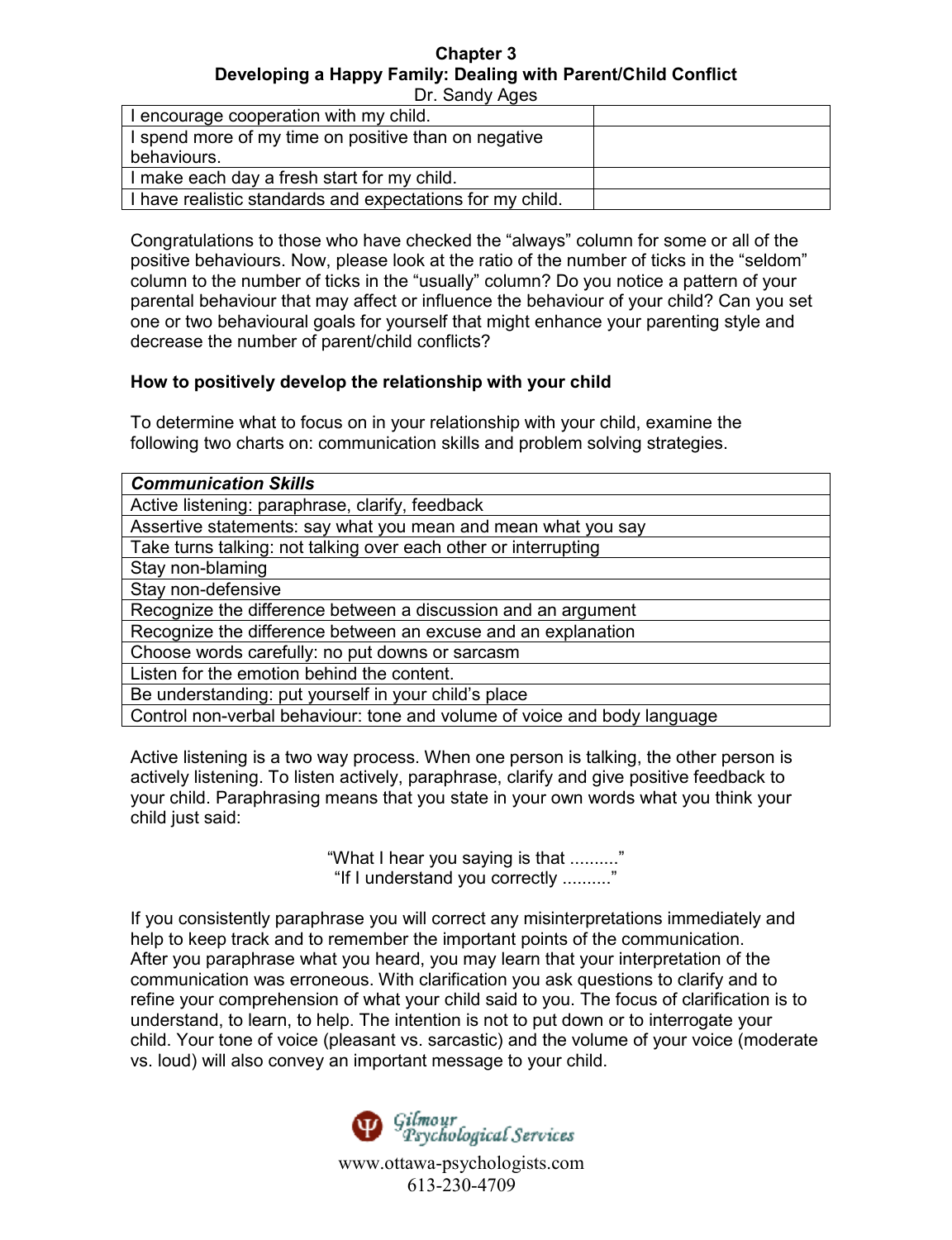| I encourage cooperation with my child. | |
|---|---|
| I spend more of my time on positive than on negative behaviours. | |
| I make each day a fresh start for my child. | |
| I have realistic standards and expectations for my child. | |

Congratulations to those who have checked the “always” column for some or all of the positive behaviours. Now, please look at the ratio of the number of ticks in the “seldom” column to the number of ticks in the “usually” column? Do you notice a pattern of your parental behaviour that may affect or influence the behaviour of your child? Can you set one or two behavioural goals for yourself that might enhance your parenting style and decrease the number of parent/child conflicts?

**How to positively develop the relationship with your child**

To determine what to focus on in your relationship with your child, examine the following two charts on: communication skills and problem solving strategies.

| ***Communication Skills*** |
|---|
| Active listening: paraphrase, clarify, feedback |
| Assertive statements: say what you mean and mean what you say |
| Take turns talking: not talking over each other or interrupting |
| Stay non-blaming |
| Stay non-defensive |
| Recognize the difference between a discussion and an argument |
| Recognize the difference between an excuse and an explanation |
| Choose words carefully: no put downs or sarcasm |
| Listen for the emotion behind the content. |
| Be understanding: put yourself in your child’s place |
| Control non-verbal behaviour: tone and volume of voice and body language |

Active listening is a two way process. When one person is talking, the other person is actively listening. To listen actively, paraphrase, clarify and give positive feedback to your child. Paraphrasing means that you state in your own words what you think your child just said:

“What I hear you saying is that ..........”
“If I understand you correctly ..........”

If you consistently paraphrase you will correct any misinterpretations immediately and help to keep track and to remember the important points of the communication. After you paraphrase what you heard, you may learn that your interpretation of the communication was erroneous. With clarification you ask questions to clarify and to refine your comprehension of what your child said to you. The focus of clarification is to understand, to learn, to help. The intention is not to put down or to interrogate your child. Your tone of voice (pleasant vs. sarcastic) and the volume of your voice (moderate vs. loud) will also convey an important message to your child.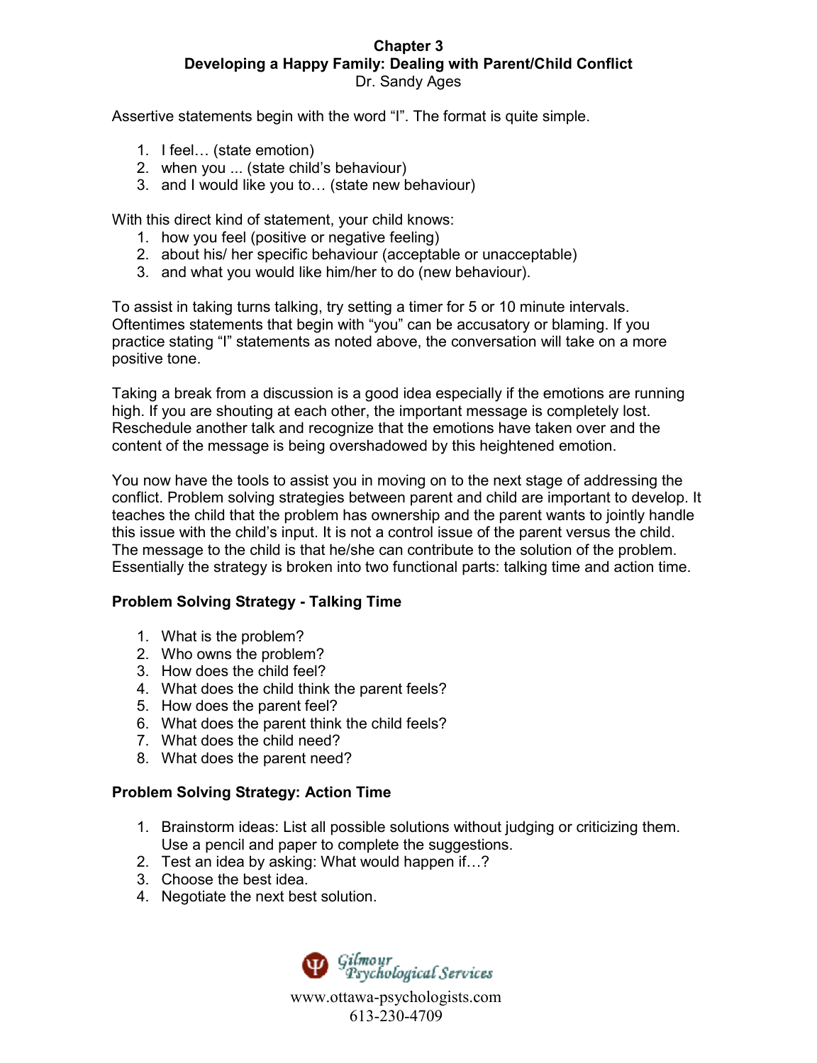**Chapter 3**
**Developing a Happy Family: Dealing with Parent/Child Conflict**
Dr. Sandy Ages

Assertive statements begin with the word "I". The format is quite simple.

1. I feel… (state emotion)
2. when you ... (state child's behaviour)
3. and I would like you to… (state new behaviour)

With this direct kind of statement, your child knows:

1. how you feel (positive or negative feeling)
2. about his/ her specific behaviour (acceptable or unacceptable)
3. and what you would like him/her to do (new behaviour).

To assist in taking turns talking, try setting a timer for 5 or 10 minute intervals. Oftentimes statements that begin with "you" can be accusatory or blaming. If you practice stating "I" statements as noted above, the conversation will take on a more positive tone.

Taking a break from a discussion is a good idea especially if the emotions are running high. If you are shouting at each other, the important message is completely lost. Reschedule another talk and recognize that the emotions have taken over and the content of the message is being overshadowed by this heightened emotion.

You now have the tools to assist you in moving on to the next stage of addressing the conflict. Problem solving strategies between parent and child are important to develop. It teaches the child that the problem has ownership and the parent wants to jointly handle this issue with the child's input. It is not a control issue of the parent versus the child. The message to the child is that he/she can contribute to the solution of the problem. Essentially the strategy is broken into two functional parts: talking time and action time.

**Problem Solving Strategy - Talking Time**

1. What is the problem?
2. Who owns the problem?
3. How does the child feel?
4. What does the child think the parent feels?
5. How does the parent feel?
6. What does the parent think the child feels?
7. What does the child need?
8. What does the parent need?

**Problem Solving Strategy: Action Time**

1. Brainstorm ideas: List all possible solutions without judging or criticizing them. Use a pencil and paper to complete the suggestions.
2. Test an idea by asking: What would happen if…?
3. Choose the best idea.
4. Negotiate the next best solution.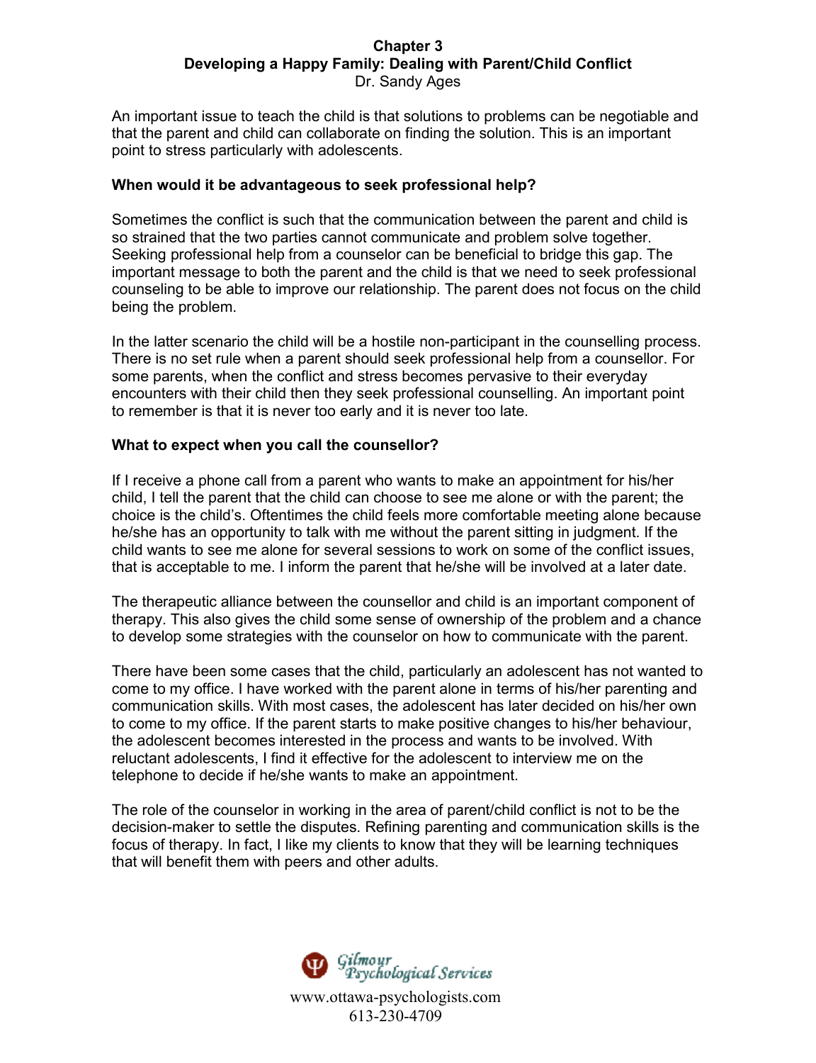An important issue to teach the child is that solutions to problems can be negotiable and that the parent and child can collaborate on finding the solution. This is an important point to stress particularly with adolescents.

**When would it be advantageous to seek professional help?**

Sometimes the conflict is such that the communication between the parent and child is so strained that the two parties cannot communicate and problem solve together. Seeking professional help from a counselor can be beneficial to bridge this gap. The important message to both the parent and the child is that we need to seek professional counseling to be able to improve our relationship. The parent does not focus on the child being the problem.

In the latter scenario the child will be a hostile non-participant in the counselling process. There is no set rule when a parent should seek professional help from a counsellor. For some parents, when the conflict and stress becomes pervasive to their everyday encounters with their child then they seek professional counselling. An important point to remember is that it is never too early and it is never too late.

**What to expect when you call the counsellor?**

If I receive a phone call from a parent who wants to make an appointment for his/her child, I tell the parent that the child can choose to see me alone or with the parent; the choice is the child's. Oftentimes the child feels more comfortable meeting alone because he/she has an opportunity to talk with me without the parent sitting in judgment. If the child wants to see me alone for several sessions to work on some of the conflict issues, that is acceptable to me. I inform the parent that he/she will be involved at a later date.

The therapeutic alliance between the counsellor and child is an important component of therapy. This also gives the child some sense of ownership of the problem and a chance to develop some strategies with the counselor on how to communicate with the parent.

There have been some cases that the child, particularly an adolescent has not wanted to come to my office. I have worked with the parent alone in terms of his/her parenting and communication skills. With most cases, the adolescent has later decided on his/her own to come to my office. If the parent starts to make positive changes to his/her behaviour, the adolescent becomes interested in the process and wants to be involved. With reluctant adolescents, I find it effective for the adolescent to interview me on the telephone to decide if he/she wants to make an appointment.

The role of the counselor in working in the area of parent/child conflict is not to be the decision-maker to settle the disputes. Refining parenting and communication skills is the focus of therapy. In fact, I like my clients to know that they will be learning techniques that will benefit them with peers and other adults.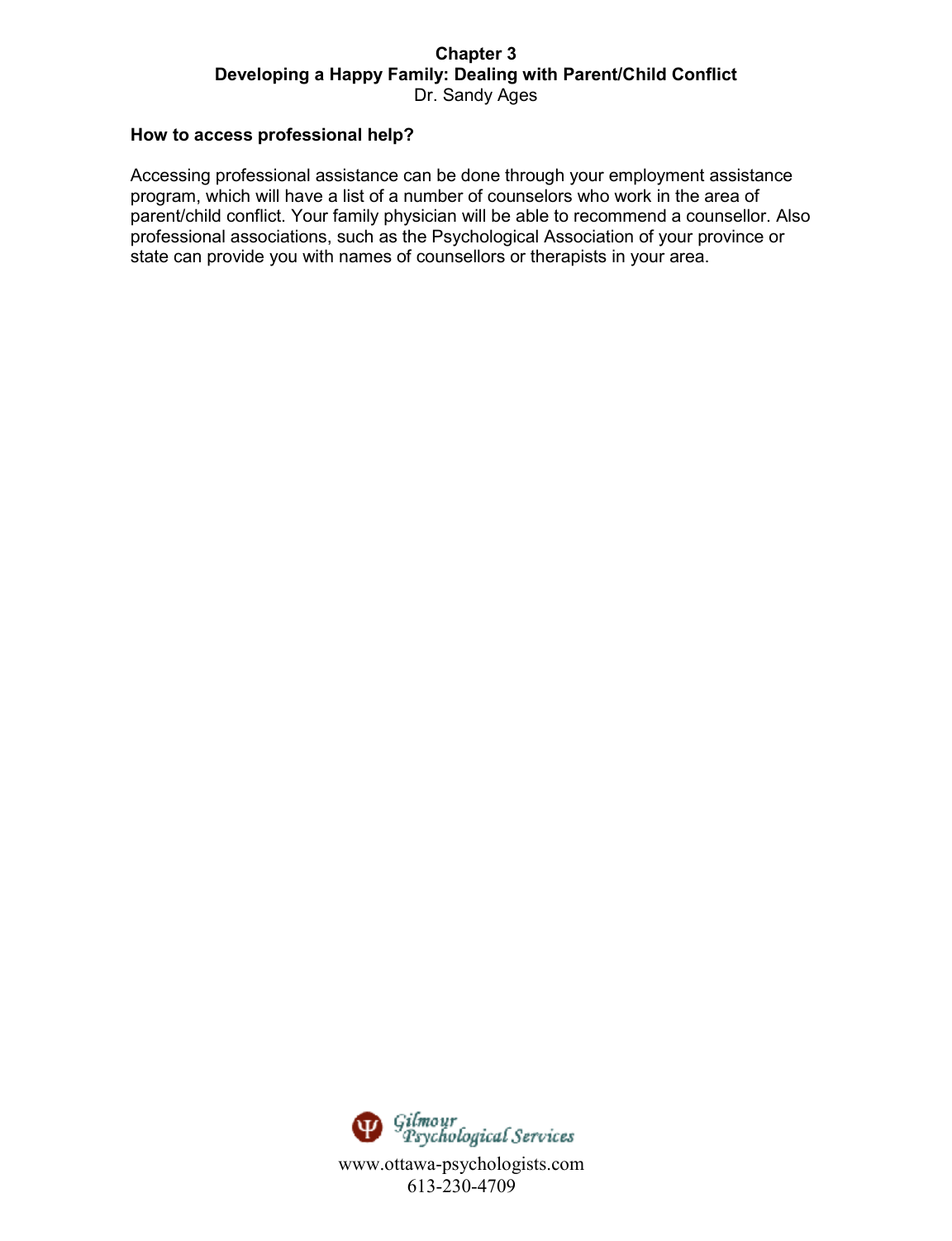**Chapter 3**
**Developing a Happy Family: Dealing with Parent/Child Conflict**
Dr. Sandy Ages

### How to access professional help?

Accessing professional assistance can be done through your employment assistance program, which will have a list of a number of counselors who work in the area of parent/child conflict. Your family physician will be able to recommend a counsellor. Also professional associations, such as the Psychological Association of your province or state can provide you with names of counsellors or therapists in your area.

Gilmour Psychological Services
www.ottawa-psychologists.com
613-230-4709